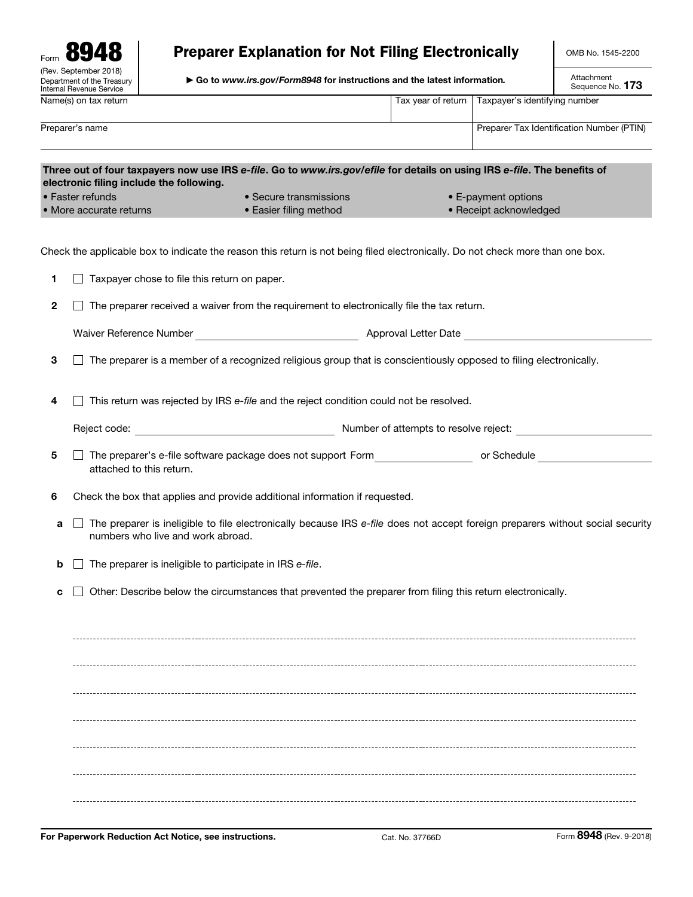Form **8948**
(Rev. September 2018)
Department of the Treasury
Internal Revenue Service

# Preparer Explanation for Not Filing Electronically

▶ Go to *www.irs.gov/Form8948* for instructions and the latest information.

OMB No. 1545-2200

Attachment Sequence No. **173**

| Name(s) on tax return | Tax year of return | Taxpayer's identifying number |
|---|---|---|
| | | |

| Preparer's name | Preparer Tax Identification Number (PTIN) |
|---|---|
| | |

**Three out of four taxpayers now use IRS *e-file*. Go to *www.irs.gov/efile* for details on using IRS *e-file*. The benefits of electronic filing include the following.**

- Faster refunds
- More accurate returns
- Secure transmissions
- Easier filing method
- E-payment options
- Receipt acknowledged

Check the applicable box to indicate the reason this return is not being filed electronically. Do not check more than one box.

**1** ☐ Taxpayer chose to file this return on paper.

**2** ☐ The preparer received a waiver from the requirement to electronically file the tax return.

Waiver Reference Number ____________________ Approval Letter Date ____________________

**3** ☐ The preparer is a member of a recognized religious group that is conscientiously opposed to filing electronically.

**4** ☐ This return was rejected by IRS *e-file* and the reject condition could not be resolved.

Reject code: ____________________ Number of attempts to resolve reject: ____________________

**5** ☐ The preparer's e-file software package does not support Form ____________ or Schedule ____________ attached to this return.

**6** Check the box that applies and provide additional information if requested.

**a** ☐ The preparer is ineligible to file electronically because IRS *e-file* does not accept foreign preparers without social security numbers who live and work abroad.

**b** ☐ The preparer is ineligible to participate in IRS *e-file*.

**c** ☐ Other: Describe below the circumstances that prevented the preparer from filing this return electronically.

For Paperwork Reduction Act Notice, see instructions. Cat. No. 37766D Form **8948** (Rev. 9-2018)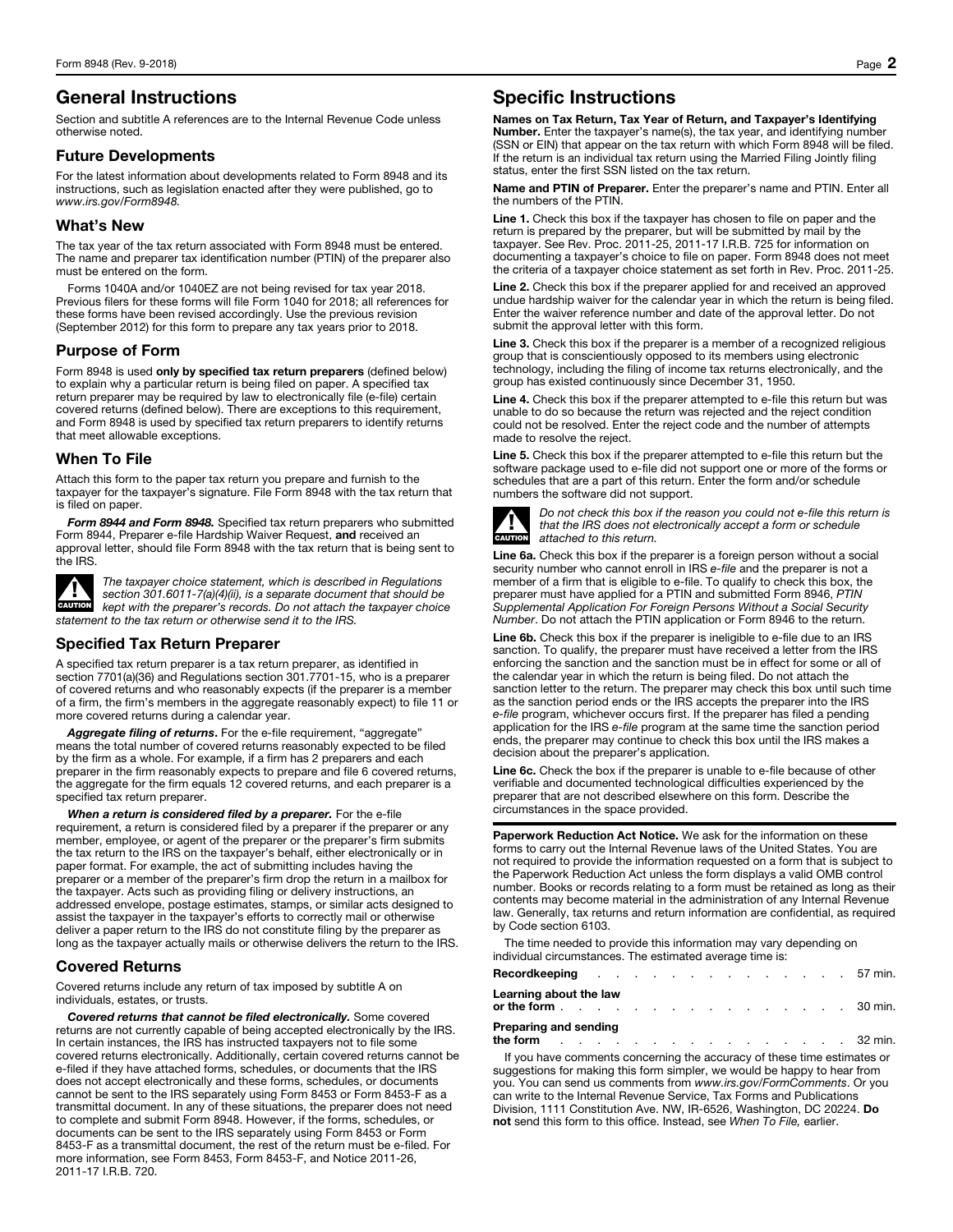# General Instructions

Section and subtitle A references are to the Internal Revenue Code unless otherwise noted.

## Future Developments

For the latest information about developments related to Form 8948 and its instructions, such as legislation enacted after they were published, go to *www.irs.gov/Form8948*.

## What's New

The tax year of the tax return associated with Form 8948 must be entered. The name and preparer tax identification number (PTIN) of the preparer also must be entered on the form.

Forms 1040A and/or 1040EZ are not being revised for tax year 2018. Previous filers for these forms will file Form 1040 for 2018; all references for these forms have been revised accordingly. Use the previous revision (September 2012) for this form to prepare any tax years prior to 2018.

## Purpose of Form

Form 8948 is used **only by specified tax return preparers** (defined below) to explain why a particular return is being filed on paper. A specified tax return preparer may be required by law to electronically file (e-file) certain covered returns (defined below). There are exceptions to this requirement, and Form 8948 is used by specified tax return preparers to identify returns that meet allowable exceptions.

## When To File

Attach this form to the paper tax return you prepare and furnish to the taxpayer for the taxpayer's signature. File Form 8948 with the tax return that is filed on paper.

***Form 8944 and Form 8948.*** Specified tax return preparers who submitted Form 8944, Preparer e-file Hardship Waiver Request, **and** received an approval letter, should file Form 8948 with the tax return that is being sent to the IRS.

**CAUTION** *The taxpayer choice statement, which is described in Regulations section 301.6011-7(a)(4)(ii), is a separate document that should be kept with the preparer's records. Do not attach the taxpayer choice statement to the tax return or otherwise send it to the IRS.*

## Specified Tax Return Preparer

A specified tax return preparer is a tax return preparer, as identified in section 7701(a)(36) and Regulations section 301.7701-15, who is a preparer of covered returns and who reasonably expects (if the preparer is a member of a firm, the firm's members in the aggregate reasonably expect) to file 11 or more covered returns during a calendar year.

***Aggregate filing of returns.*** For the e-file requirement, "aggregate" means the total number of covered returns reasonably expected to be filed by the firm as a whole. For example, if a firm has 2 preparers and each preparer in the firm reasonably expects to prepare and file 6 covered returns, the aggregate for the firm equals 12 covered returns, and each preparer is a specified tax return preparer.

***When a return is considered filed by a preparer.*** For the e-file requirement, a return is considered filed by a preparer if the preparer or any member, employee, or agent of the preparer or the preparer's firm submits the tax return to the IRS on the taxpayer's behalf, either electronically or in paper format. For example, the act of submitting includes having the preparer or a member of the preparer's firm drop the return in a mailbox for the taxpayer. Acts such as providing filing or delivery instructions, an addressed envelope, postage estimates, stamps, or similar acts designed to assist the taxpayer in the taxpayer's efforts to correctly mail or otherwise deliver a paper return to the IRS do not constitute filing by the preparer as long as the taxpayer actually mails or otherwise delivers the return to the IRS.

## Covered Returns

Covered returns include any return of tax imposed by subtitle A on individuals, estates, or trusts.

***Covered returns that cannot be filed electronically.*** Some covered returns are not currently capable of being accepted electronically by the IRS. In certain instances, the IRS has instructed taxpayers not to file some covered returns electronically. Additionally, certain covered returns cannot be e-filed if they have attached forms, schedules, or documents that the IRS does not accept electronically and these forms, schedules, or documents cannot be sent to the IRS separately using Form 8453 or Form 8453-F as a transmittal document. In any of these situations, the preparer does not need to complete and submit Form 8948. However, if the forms, schedules, or documents can be sent to the IRS separately using Form 8453 or Form 8453-F as a transmittal document, the rest of the return must be e-filed. For more information, see Form 8453, Form 8453-F, and Notice 2011-26, 2011-17 I.R.B. 720.

# Specific Instructions

**Names on Tax Return, Tax Year of Return, and Taxpayer's Identifying Number.** Enter the taxpayer's name(s), the tax year, and identifying number (SSN or EIN) that appear on the tax return with which Form 8948 will be filed. If the return is an individual tax return using the Married Filing Jointly filing status, enter the first SSN listed on the tax return.

**Name and PTIN of Preparer.** Enter the preparer's name and PTIN. Enter all the numbers of the PTIN.

**Line 1.** Check this box if the taxpayer has chosen to file on paper and the return is prepared by the preparer, but will be submitted by mail by the taxpayer. See Rev. Proc. 2011-25, 2011-17 I.R.B. 725 for information on documenting a taxpayer's choice to file on paper. Form 8948 does not meet the criteria of a taxpayer choice statement as set forth in Rev. Proc. 2011-25.

**Line 2.** Check this box if the preparer applied for and received an approved undue hardship waiver for the calendar year in which the return is being filed. Enter the waiver reference number and date of the approval letter. Do not submit the approval letter with this form.

**Line 3.** Check this box if the preparer is a member of a recognized religious group that is conscientiously opposed to its members using electronic technology, including the filing of income tax returns electronically, and the group has existed continuously since December 31, 1950.

**Line 4.** Check this box if the preparer attempted to e-file this return but was unable to do so because the return was rejected and the reject condition could not be resolved. Enter the reject code and the number of attempts made to resolve the reject.

**Line 5.** Check this box if the preparer attempted to e-file this return but the software package used to e-file did not support one or more of the forms or schedules that are a part of this return. Enter the form and/or schedule numbers the software did not support.

**CAUTION** *Do not check this box if the reason you could not e-file this return is that the IRS does not electronically accept a form or schedule attached to this return.*

**Line 6a.** Check this box if the preparer is a foreign person without a social security number who cannot enroll in IRS *e-file* and the preparer is not a member of a firm that is eligible to e-file. To qualify to check this box, the preparer must have applied for a PTIN and submitted Form 8946, *PTIN Supplemental Application For Foreign Persons Without a Social Security Number*. Do not attach the PTIN application or Form 8946 to the return.

**Line 6b.** Check this box if the preparer is ineligible to e-file due to an IRS sanction. To qualify, the preparer must have received a letter from the IRS enforcing the sanction and the sanction must be in effect for some or all of the calendar year in which the return is being filed. Do not attach the sanction letter to the return. The preparer may check this box until such time as the sanction period ends or the IRS accepts the preparer into the IRS *e-file* program, whichever occurs first. If the preparer has filed a pending application for the IRS *e-file* program at the same time the sanction period ends, the preparer may continue to check this box until the IRS makes a decision about the preparer's application.

**Line 6c.** Check the box if the preparer is unable to e-file because of other verifiable and documented technological difficulties experienced by the preparer that are not described elsewhere on this form. Describe the circumstances in the space provided.

**Paperwork Reduction Act Notice.** We ask for the information on these forms to carry out the Internal Revenue laws of the United States. You are not required to provide the information requested on a form that is subject to the Paperwork Reduction Act unless the form displays a valid OMB control number. Books or records relating to a form must be retained as long as their contents may become material in the administration of any Internal Revenue law. Generally, tax returns and return information are confidential, as required by Code section 6103.

The time needed to provide this information may vary depending on individual circumstances. The estimated average time is:

| | |
|---|---|
| **Recordkeeping** | 57 min. |
| **Learning about the law or the form** | 30 min. |
| **Preparing and sending the form** | 32 min. |

If you have comments concerning the accuracy of these time estimates or suggestions for making this form simpler, we would be happy to hear from you. You can send us comments from *www.irs.gov/FormComments*. Or you can write to the Internal Revenue Service, Tax Forms and Publications Division, 1111 Constitution Ave. NW, IR-6526, Washington, DC 20224. **Do not** send this form to this office. Instead, see *When To File,* earlier.